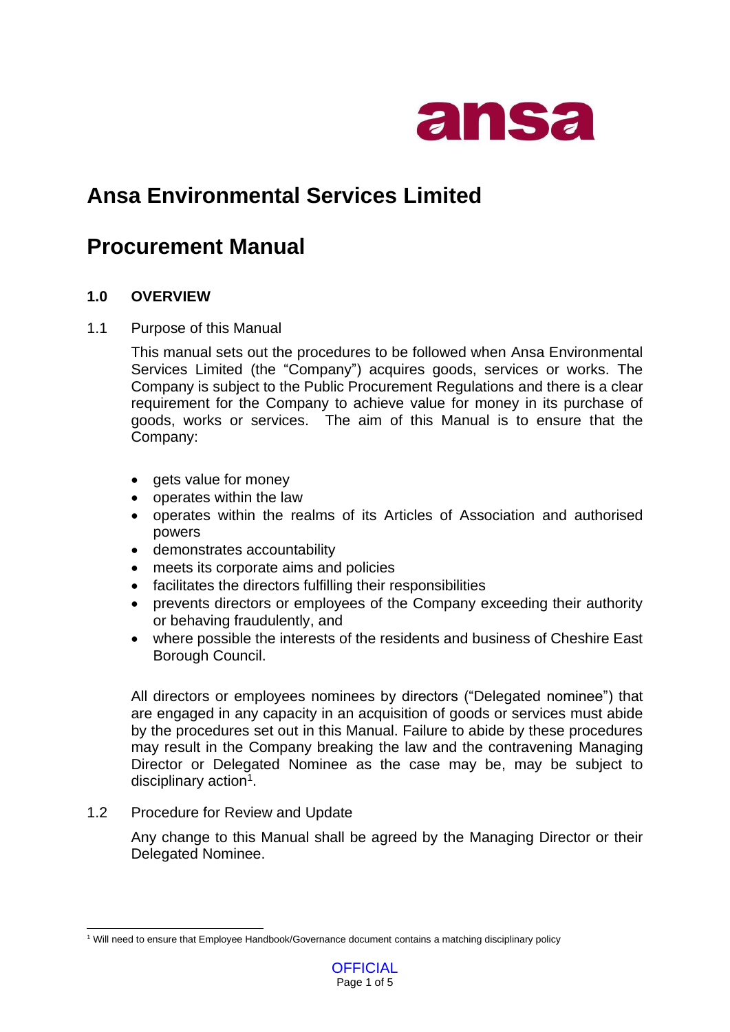# Ansa Environmental Services Limited

# Procurement Manual

### 1.0 OVERVIEW

1.1 Purpose of this Manual

This manual sets out the procedures to be followed when Ansa Environmental Services Limited (the "Company") acquires goods, services or works. The Company is subject to the Public Procurement Regulations and there is a clear requirement for the Company to achieve value for money in its purchase of goods, works or services. The aim of this Manual is to ensure that the Company:

- gets value for money
- operates within the law
- operates within the realms of its Articles of Association and authorised powers
- demonstrates accountability
- meets its corporate aims and policies
- facilitates the directors fulfilling their responsibilities
- prevents directors or employees of the Company exceeding their authority or behaving fraudulently, and
- where possible the interests of the residents and business of Cheshire East Borough Council.

All directors or employees nominees by directors ("Delegated nominee") that are engaged in any capacity in an acquisition of goods or services must abide by the procedures set out in this Manual. Failure to abide by these procedures may result in the Company breaking the law and the contravening Managing Director or Delegated Nominee as the case may be, may be subject to disciplinary action[1].

1.2 Procedure for Review and Update

Any change to this Manual shall be agreed by the Managing Director or their Delegated Nominee.

[1] Will need to ensure that Employee Handbook/Governance document contains a matching disciplinary policy

OFFICIAL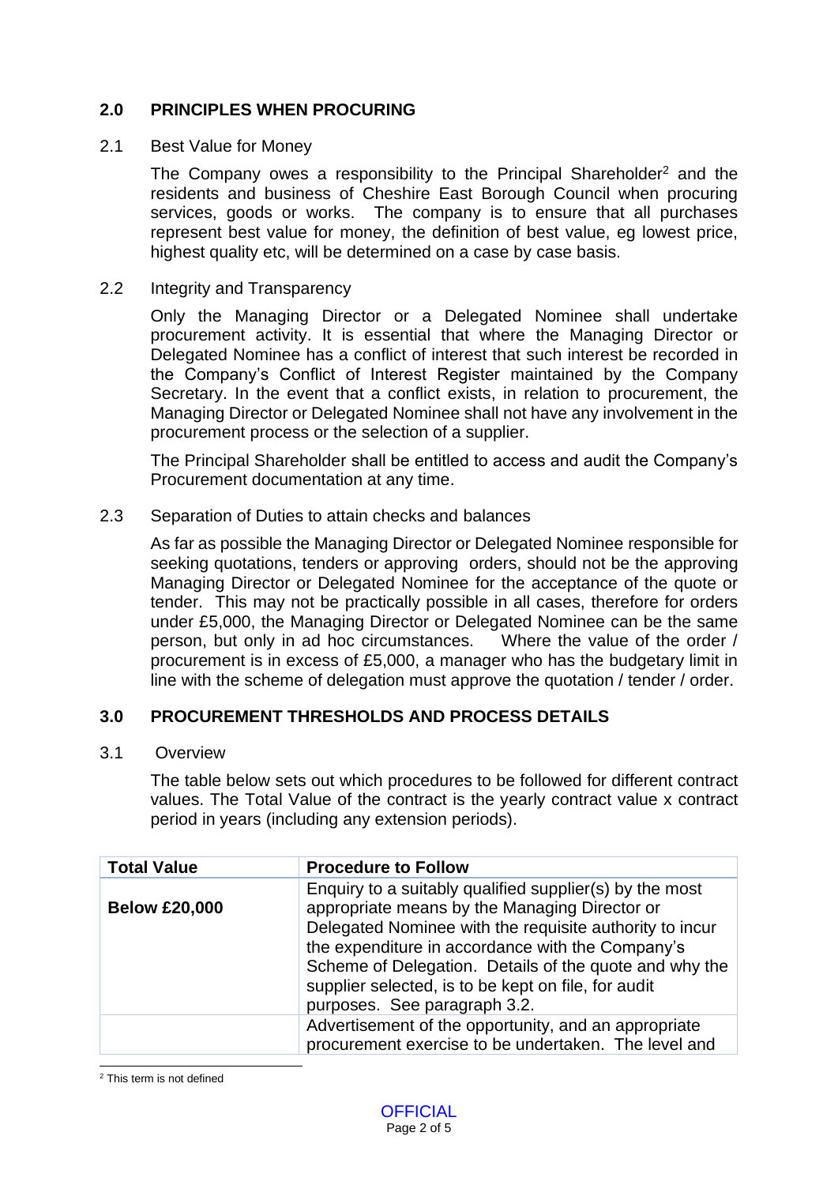## 2.0 PRINCIPLES WHEN PROCURING

2.1 Best Value for Money

The Company owes a responsibility to the Principal Shareholder[2] and the residents and business of Cheshire East Borough Council when procuring services, goods or works. The company is to ensure that all purchases represent best value for money, the definition of best value, eg lowest price, highest quality etc, will be determined on a case by case basis.

2.2 Integrity and Transparency

Only the Managing Director or a Delegated Nominee shall undertake procurement activity. It is essential that where the Managing Director or Delegated Nominee has a conflict of interest that such interest be recorded in the Company's Conflict of Interest Register maintained by the Company Secretary. In the event that a conflict exists, in relation to procurement, the Managing Director or Delegated Nominee shall not have any involvement in the procurement process or the selection of a supplier.

The Principal Shareholder shall be entitled to access and audit the Company's Procurement documentation at any time.

2.3 Separation of Duties to attain checks and balances

As far as possible the Managing Director or Delegated Nominee responsible for seeking quotations, tenders or approving orders, should not be the approving Managing Director or Delegated Nominee for the acceptance of the quote or tender. This may not be practically possible in all cases, therefore for orders under £5,000, the Managing Director or Delegated Nominee can be the same person, but only in ad hoc circumstances. Where the value of the order / procurement is in excess of £5,000, a manager who has the budgetary limit in line with the scheme of delegation must approve the quotation / tender / order.

## 3.0 PROCUREMENT THRESHOLDS AND PROCESS DETAILS

3.1 Overview

The table below sets out which procedures to be followed for different contract values. The Total Value of the contract is the yearly contract value x contract period in years (including any extension periods).

| Total Value | Procedure to Follow |
|---|---|
| **Below £20,000** | Enquiry to a suitably qualified supplier(s) by the most appropriate means by the Managing Director or Delegated Nominee with the requisite authority to incur the expenditure in accordance with the Company's Scheme of Delegation. Details of the quote and why the supplier selected, is to be kept on file, for audit purposes. See paragraph 3.2. |
| | Advertisement of the opportunity, and an appropriate procurement exercise to be undertaken. The level and |

[2] This term is not defined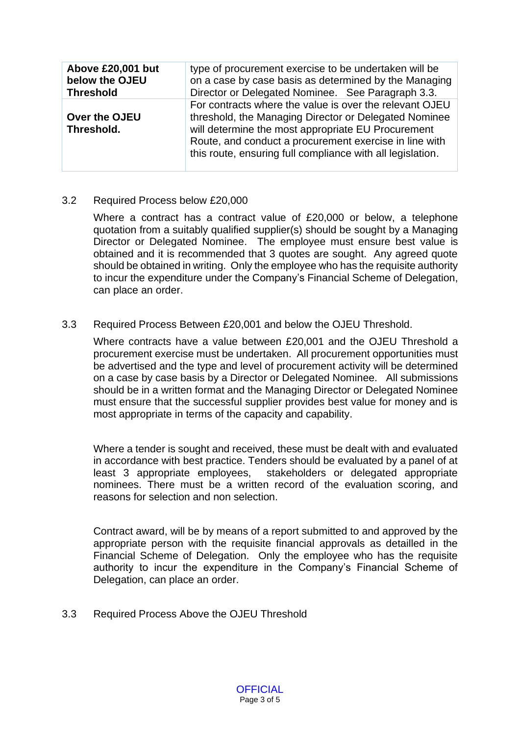| Above £20,001 but below the OJEU Threshold | type of procurement exercise to be undertaken will be on a case by case basis as determined by the Managing Director or Delegated Nominee. See Paragraph 3.3. |
|---|---|
| **Over the OJEU Threshold.** | For contracts where the value is over the relevant OJEU threshold, the Managing Director or Delegated Nominee will determine the most appropriate EU Procurement Route, and conduct a procurement exercise in line with this route, ensuring full compliance with all legislation. |

3.2 Required Process below £20,000

Where a contract has a contract value of £20,000 or below, a telephone quotation from a suitably qualified supplier(s) should be sought by a Managing Director or Delegated Nominee. The employee must ensure best value is obtained and it is recommended that 3 quotes are sought. Any agreed quote should be obtained in writing. Only the employee who has the requisite authority to incur the expenditure under the Company's Financial Scheme of Delegation, can place an order.

3.3 Required Process Between £20,001 and below the OJEU Threshold.

Where contracts have a value between £20,001 and the OJEU Threshold a procurement exercise must be undertaken. All procurement opportunities must be advertised and the type and level of procurement activity will be determined on a case by case basis by a Director or Delegated Nominee. All submissions should be in a written format and the Managing Director or Delegated Nominee must ensure that the successful supplier provides best value for money and is most appropriate in terms of the capacity and capability.

Where a tender is sought and received, these must be dealt with and evaluated in accordance with best practice. Tenders should be evaluated by a panel of at least 3 appropriate employees, stakeholders or delegated appropriate nominees. There must be a written record of the evaluation scoring, and reasons for selection and non selection.

Contract award, will be by means of a report submitted to and approved by the appropriate person with the requisite financial approvals as detailled in the Financial Scheme of Delegation. Only the employee who has the requisite authority to incur the expenditure in the Company's Financial Scheme of Delegation, can place an order.

3.3 Required Process Above the OJEU Threshold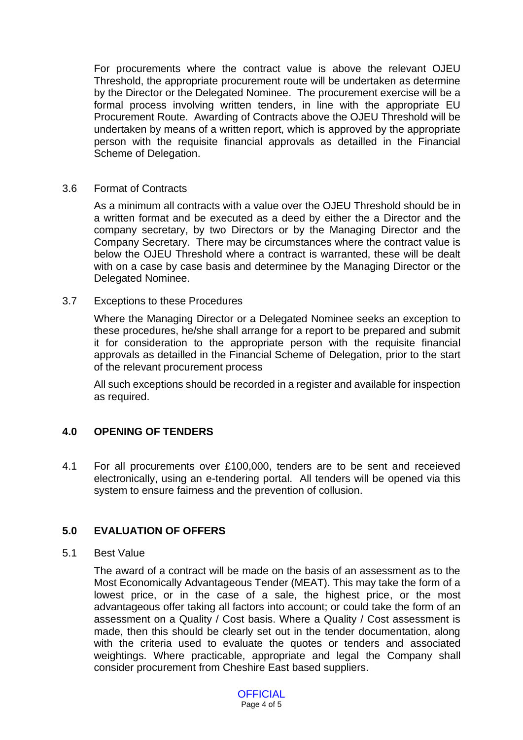For procurements where the contract value is above the relevant OJEU Threshold, the appropriate procurement route will be undertaken as determine by the Director or the Delegated Nominee. The procurement exercise will be a formal process involving written tenders, in line with the appropriate EU Procurement Route. Awarding of Contracts above the OJEU Threshold will be undertaken by means of a written report, which is approved by the appropriate person with the requisite financial approvals as detailled in the Financial Scheme of Delegation.

3.6 Format of Contracts

As a minimum all contracts with a value over the OJEU Threshold should be in a written format and be executed as a deed by either the a Director and the company secretary, by two Directors or by the Managing Director and the Company Secretary. There may be circumstances where the contract value is below the OJEU Threshold where a contract is warranted, these will be dealt with on a case by case basis and determinee by the Managing Director or the Delegated Nominee.

3.7 Exceptions to these Procedures

Where the Managing Director or a Delegated Nominee seeks an exception to these procedures, he/she shall arrange for a report to be prepared and submit it for consideration to the appropriate person with the requisite financial approvals as detailled in the Financial Scheme of Delegation, prior to the start of the relevant procurement process

All such exceptions should be recorded in a register and available for inspection as required.

## 4.0 OPENING OF TENDERS

4.1 For all procurements over £100,000, tenders are to be sent and receieved electronically, using an e-tendering portal. All tenders will be opened via this system to ensure fairness and the prevention of collusion.

## 5.0 EVALUATION OF OFFERS

5.1 Best Value

The award of a contract will be made on the basis of an assessment as to the Most Economically Advantageous Tender (MEAT). This may take the form of a lowest price, or in the case of a sale, the highest price, or the most advantageous offer taking all factors into account; or could take the form of an assessment on a Quality / Cost basis. Where a Quality / Cost assessment is made, then this should be clearly set out in the tender documentation, along with the criteria used to evaluate the quotes or tenders and associated weightings. Where practicable, appropriate and legal the Company shall consider procurement from Cheshire East based suppliers.

OFFICIAL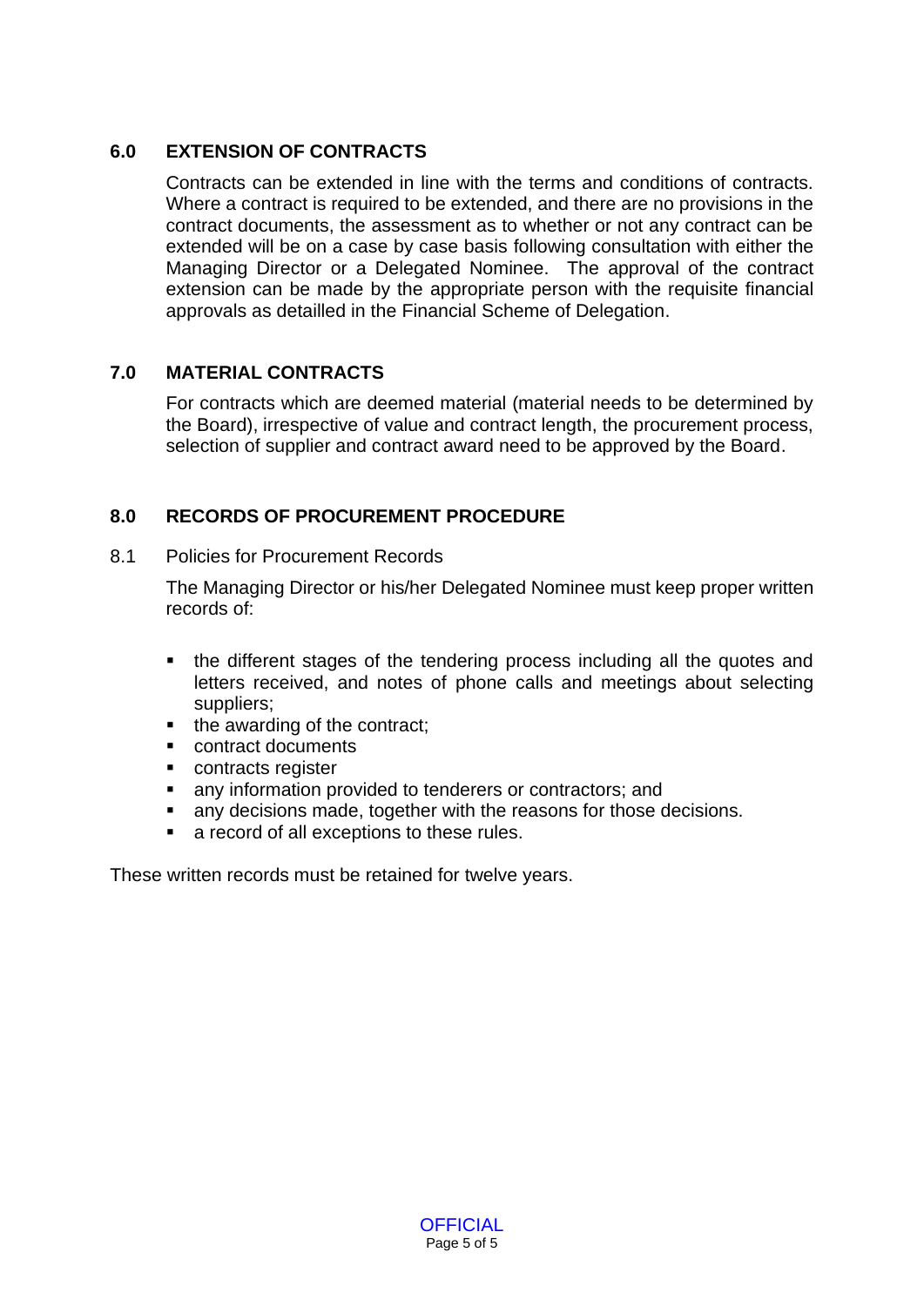## 6.0 EXTENSION OF CONTRACTS

Contracts can be extended in line with the terms and conditions of contracts. Where a contract is required to be extended, and there are no provisions in the contract documents, the assessment as to whether or not any contract can be extended will be on a case by case basis following consultation with either the Managing Director or a Delegated Nominee. The approval of the contract extension can be made by the appropriate person with the requisite financial approvals as detailled in the Financial Scheme of Delegation.

## 7.0 MATERIAL CONTRACTS

For contracts which are deemed material (material needs to be determined by the Board), irrespective of value and contract length, the procurement process, selection of supplier and contract award need to be approved by the Board.

## 8.0 RECORDS OF PROCUREMENT PROCEDURE

8.1 Policies for Procurement Records

The Managing Director or his/her Delegated Nominee must keep proper written records of:

- the different stages of the tendering process including all the quotes and letters received, and notes of phone calls and meetings about selecting suppliers;
- the awarding of the contract;
- contract documents
- contracts register
- any information provided to tenderers or contractors; and
- any decisions made, together with the reasons for those decisions.
- a record of all exceptions to these rules.

These written records must be retained for twelve years.

OFFICIAL